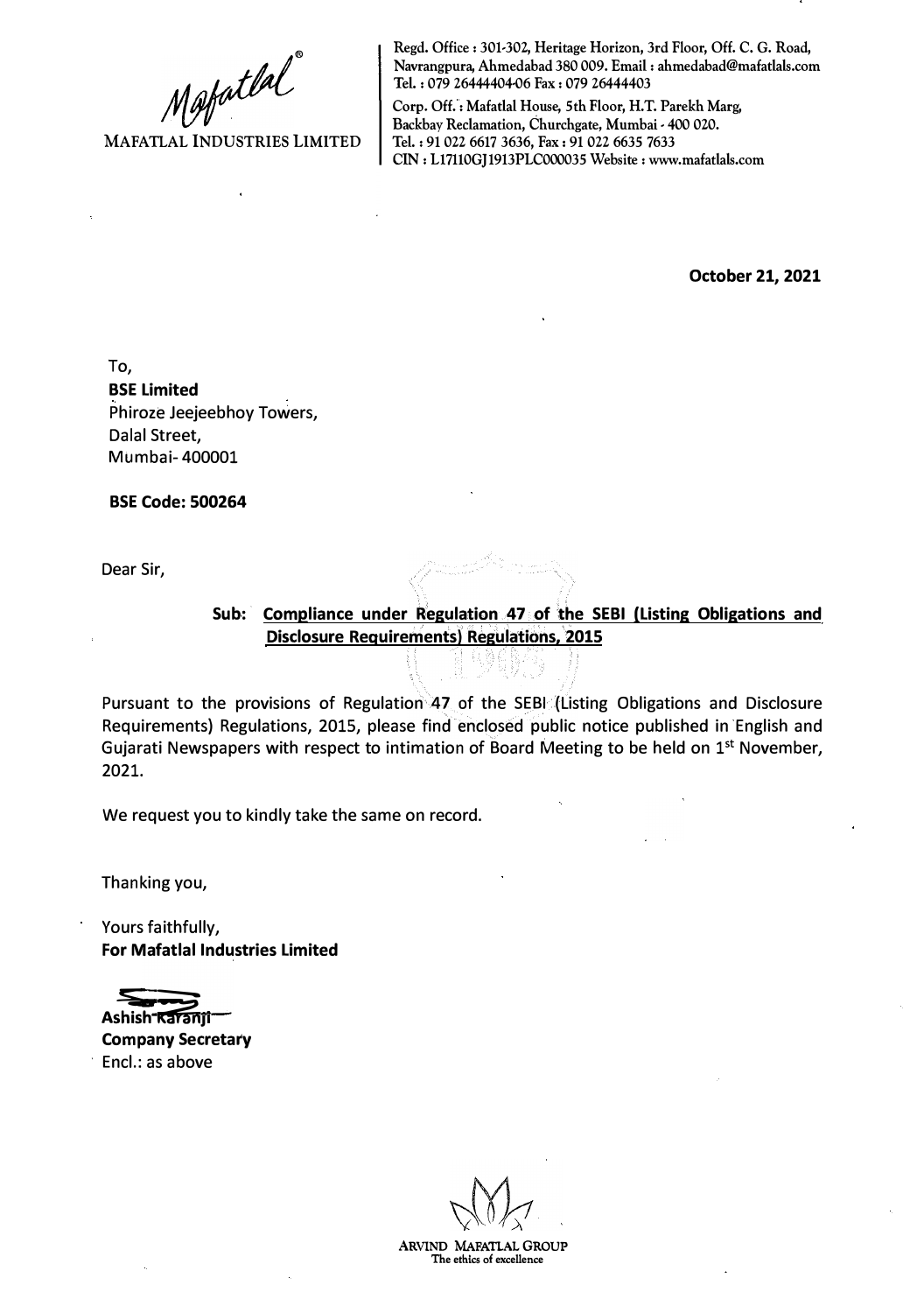Mafatlal®

MAFATLAL INDUSTRIES LIMITED

Regd. Office : 301-302, Heritage Horizon, 3rd Floor, Off. C. G. Road, Navrangpura, Ahmedabad 380 009. Email : ahmedabad@mafatlals.com
Tel. : 079 26444404-06 Fax : 079 26444403

Corp. Off. : Mafatlal House, 5th Floor, H.T. Parekh Marg, Backbay Reclamation, Churchgate, Mumbai - 400 020.
Tel. : 91 022 6617 3636, Fax : 91 022 6635 7633
CIN : L17110GJ1913PLC000035 Website : www.mafatlals.com

**October 21, 2021**

To,
**BSE Limited**
Phiroze Jeejeebhoy Towers,
Dalal Street,
Mumbai- 400001

**BSE Code: 500264**

Dear Sir,

**Sub: Compliance under Regulation 47 of the SEBI (Listing Obligations and Disclosure Requirements) Regulations, 2015**

Pursuant to the provisions of Regulation 47 of the SEBI (Listing Obligations and Disclosure Requirements) Regulations, 2015, please find enclosed public notice published in English and Gujarati Newspapers with respect to intimation of Board Meeting to be held on 1st November, 2021.

We request you to kindly take the same on record.

Thanking you,

Yours faithfully,
**For Mafatlal Industries Limited**

**Ashish Karanji**
**Company Secretary**
Encl.: as above

ARVIND MAFATLAL GROUP
The ethics of excellence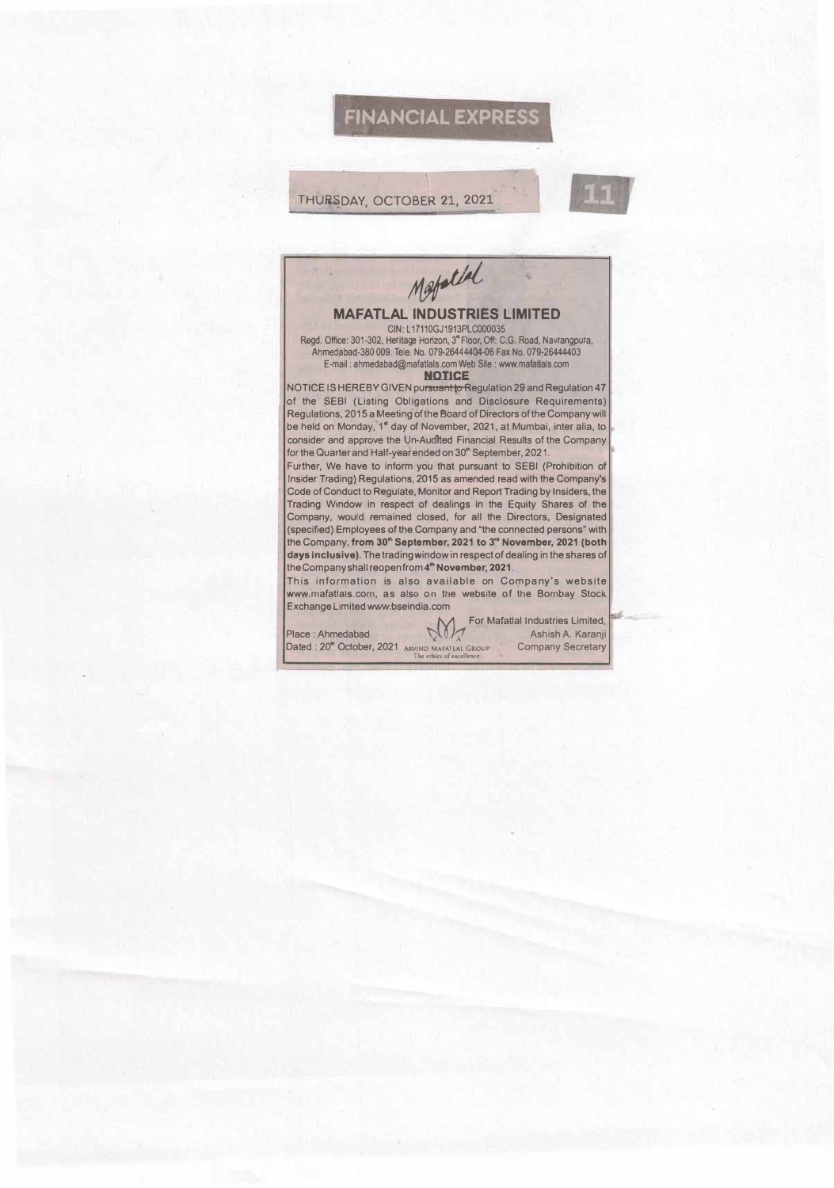FINANCIAL EXPRESS

THURSDAY, OCTOBER 21, 2021

Mafatlal

# MAFATLAL INDUSTRIES LIMITED

CIN: L17110GJ1913PLC000035

Regd. Office: 301-302, Heritage Horizon, 3rd Floor, Off: C.G. Road, Navrangpura, Ahmedabad-380 009. Tele. No. 079-26444404-06 Fax No. 079-26444403

E-mail : ahmedabad@mafatlals.com Web Site : www.mafatlals.com

## NOTICE

NOTICE IS HEREBY GIVEN pursuant to Regulation 29 and Regulation 47 of the SEBI (Listing Obligations and Disclosure Requirements) Regulations, 2015 a Meeting of the Board of Directors of the Company will be held on Monday, 1st day of November, 2021, at Mumbai, inter alia, to consider and approve the Un-Audited Financial Results of the Company for the Quarter and Half-year ended on 30th September, 2021.

Further, We have to inform you that pursuant to SEBI (Prohibition of Insider Trading) Regulations, 2015 as amended read with the Company's Code of Conduct to Regulate, Monitor and Report Trading by Insiders, the Trading Window in respect of dealings in the Equity Shares of the Company, would remained closed, for all the Directors, Designated (specified) Employees of the Company and "the connected persons" with the Company, **from 30th September, 2021 to 3rd November, 2021 (both days inclusive).** The trading window in respect of dealing in the shares of the Company shall reopen from **4th November, 2021**.

This information is also available on Company's website www.mafatlals.com, as also on the website of the Bombay Stock Exchange Limited www.bseindia.com

Place : Ahmedabad

Dated : 20th October, 2021

ARVIND MAFATLAL GROUP
The ethics of excellence

For Mafatlal Industries Limited,
Ashish A. Karanji
Company Secretary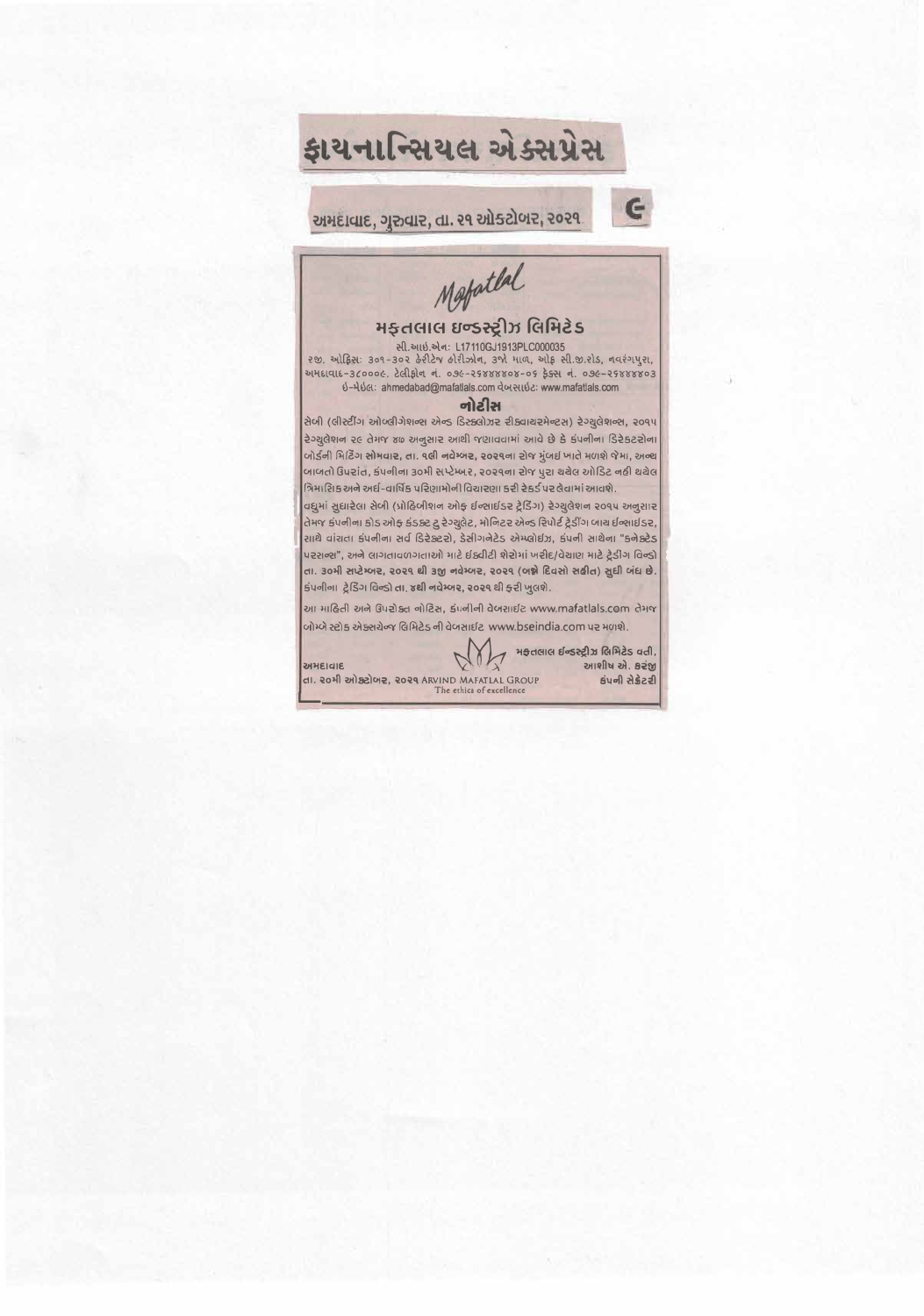# ફાયનાન્સિયલ એક્સપ્રેસ

અમદાવાદ, ગુરુવાર, તા. ૨૧ ઓક્ટોબર, ૨૦૨૧

Mafatlal

## મફતલાલ ઇન્ડસ્ટ્રીઝ લિમિટેડ

સી.આઇ.એન: L17110GJ1913PLC000035

રજી. ઓફિસ: ૩૦૧-૩૦૨ હેરીટેજ હોરીઝોન, ૩જો માળ, ઓફ સી.જી.રોડ, નવરંગપુરા, અમદાવાદ-૩૮૦૦૦૯. ટેલીફોન નં. ०७૯-૨૬૪૪૪૪૦૪-०૬ ફેક્સ નં. ०७૯-૨૬૪૪૪૪૦૩

ઇ-મેઇલ: ahmedabad@mafatlals.com વેબસાઇટ: www.mafatlals.com

### નોટીસ

સેબી (લીસ્ટીંગ ઓબ્લીગેશન્સ એન્ડ ડિસ્કલોઝર રીક્વાયરમેન્ટસ) રેગ્યુલેશન્સ, ૨૦૧૫ રેગ્યુલેશન ૨૯ તેમજ ૪૭ અનુસાર આથી જણાવવામાં આવે છે કે કંપનીના ડિરેકટરોના બોર્ડની મિટિંગ સોમવાર, તા. ૧લી નવેમ્બર, ૨૦૨૧ના રોજ મુંબઇ ખાતે મળશે જેમા, અન્ય બાબતો ઉપરાંત, કંપનીના ૩૦મી સપ્ટેમ્બર, ૨૦૨૧ના રોજ પુરા થયેલ ઓડિટ નહી થયેલ ત્રિમાસિક અને અર્ધ-વાર્ષિક પરિણામોની વિચારણા કરી રેકર્ડ પર લેવામાં આવશે.

વધુમાં સુધારેલા સેબી (પ્રોહિબીશન ઓફ ઇન્સાઇડર ટ્રેડિંગ) રેગ્યુલેશન ૨૦૧૫ અનુસાર તેમજ કંપનીના કોડ ઓફ કંડક્ટ ટુ રેગ્યુલેટ, મોનિટર એન્ડ રિપોર્ટ ટ્રેડીંગ બાય ઇન્સાઇડર, સાથે વાંચતા કંપનીના સર્વ ડિરેક્ટરો, ડેસીગનેટેડ એમ્પ્લોઇઝ, કંપની સાથેના "કનેક્ટેડ પરસન્સ", અને લાગતાવળગતાઓ માટે ઇક્વીટી શેરોમાં ખરીદ/વેચાણ માટે ટ્રેડીંગ વિન્ડો તા. ૩૦મી સપ્ટેમ્બર, ૨૦૨૧ થી ૩જી નવેમ્બર, ૨૦૨૧ (બન્ને દિવસો સહીત) સુધી બંધ છે. કંપનીના ટ્રેડિંગ વિન્ડો તા. ૪થી નવેમ્બર, ૨૦૨૧ થી ફરી ખુલશે.

આ માહિતી અને ઉપરોક્ત નોટિસ, કંપનીની વેબસાઇટ www.mafatlals.com તેમજ બોમ્બે સ્ટોક એક્સચેન્જ લિમિટેડ ની વેબસાઇટ www.bseindia.com પર મળશે.

અમદાવાદ
તા. ૨૦મી ઓક્ટોબર, ૨૦૨૧

ARVIND MAFATLAL GROUP
The ethics of excellence

મફતલાલ ઇન્ડસ્ટ્રીઝ લિમિટેડ વતી,
આશીષ એ. કરંજી
કંપની સેક્રેટરી